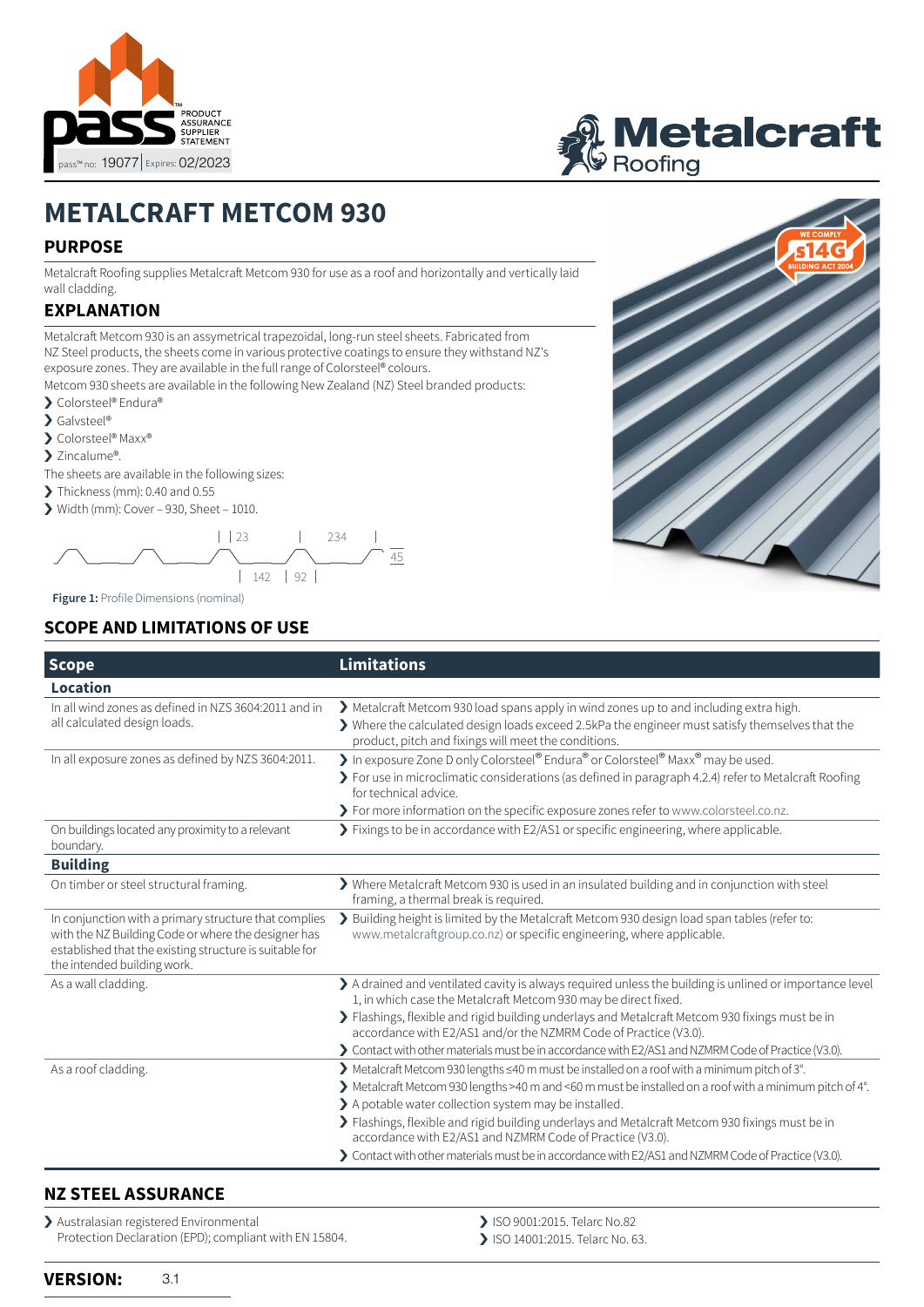PRODUCT ASSURANCE SUPPLIER STATEMENT

pass™ no: 19077 | Expires: 02/2023

Metalcraft Roofing

# METALCRAFT METCOM 930

## PURPOSE

Metalcraft Roofing supplies Metalcraft Metcom 930 for use as a roof and horizontally and vertically laid wall cladding.

## EXPLANATION

Metalcraft Metcom 930 is an assymetrical trapezoidal, long-run steel sheets. Fabricated from NZ Steel products, the sheets come in various protective coatings to ensure they withstand NZ's exposure zones. They are available in the full range of Colorsteel® colours.

Metcom 930 sheets are available in the following New Zealand (NZ) Steel branded products:

- Colorsteel® Endura®
- Galvsteel®
- Colorsteel® Maxx®
- Zincalume®.

The sheets are available in the following sizes:

- Thickness (mm): 0.40 and 0.55
- Width (mm): Cover – 930, Sheet – 1010.

23 | 234 | 45 | 142 | 92

**Figure 1:** Profile Dimensions (nominal)

WE COMPLY s14G BUILDING ACT 2004

## SCOPE AND LIMITATIONS OF USE

| Scope | Limitations |
| --- | --- |
| **Location** | |
| In all wind zones as defined in NZS 3604:2011 and in all calculated design loads. | - Metalcraft Metcom 930 load spans apply in wind zones up to and including extra high.<br>- Where the calculated design loads exceed 2.5kPa the engineer must satisfy themselves that the product, pitch and fixings will meet the conditions. |
| In all exposure zones as defined by NZS 3604:2011. | - In exposure Zone D only Colorsteel® Endura® or Colorsteel® Maxx® may be used.<br>- For use in microclimatic considerations (as defined in paragraph 4.2.4) refer to Metalcraft Roofing for technical advice.<br>- For more information on the specific exposure zones refer to www.colorsteel.co.nz. |
| On buildings located any proximity to a relevant boundary. | - Fixings to be in accordance with E2/AS1 or specific engineering, where applicable. |
| **Building** | |
| On timber or steel structural framing. | - Where Metalcraft Metcom 930 is used in an insulated building and in conjunction with steel framing, a thermal break is required. |
| In conjunction with a primary structure that complies with the NZ Building Code or where the designer has established that the existing structure is suitable for the intended building work. | - Building height is limited by the Metalcraft Metcom 930 design load span tables (refer to: www.metalcraftgroup.co.nz) or specific engineering, where applicable. |
| As a wall cladding. | - A drained and ventilated cavity is always required unless the building is unlined or importance level 1, in which case the Metalcraft Metcom 930 may be direct fixed.<br>- Flashings, flexible and rigid building underlays and Metalcraft Metcom 930 fixings must be in accordance with E2/AS1 and/or the NZMRM Code of Practice (V3.0).<br>- Contact with other materials must be in accordance with E2/AS1 and NZMRM Code of Practice (V3.0). |
| As a roof cladding. | - Metalcraft Metcom 930 lengths ≤40 m must be installed on a roof with a minimum pitch of 3°.<br>- Metalcraft Metcom 930 lengths >40 m and <60 m must be installed on a roof with a minimum pitch of 4°.<br>- A potable water collection system may be installed.<br>- Flashings, flexible and rigid building underlays and Metalcraft Metcom 930 fixings must be in accordance with E2/AS1 and NZMRM Code of Practice (V3.0).<br>- Contact with other materials must be in accordance with E2/AS1 and NZMRM Code of Practice (V3.0). |

## NZ STEEL ASSURANCE

- Australasian registered Environmental Protection Declaration (EPD); compliant with EN 15804.
- ISO 9001:2015. Telarc No.82
- ISO 14001:2015. Telarc No. 63.

**VERSION:** 3.1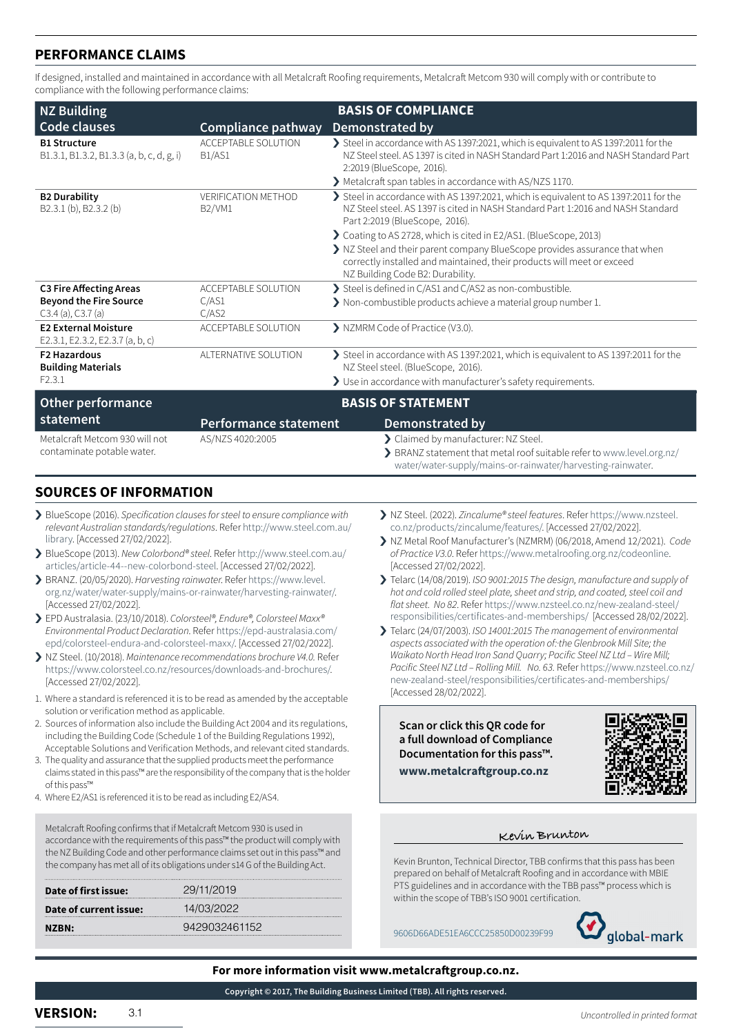## PERFORMANCE CLAIMS

If designed, installed and maintained in accordance with all Metalcraft Roofing requirements, Metalcraft Metcom 930 will comply with or contribute to compliance with the following performance claims:

| NZ Building Code clauses | Compliance pathway | BASIS OF COMPLIANCE Demonstrated by |
|---|---|---|
| **B1 Structure** B1.3.1, B1.3.2, B1.3.3 (a, b, c, d, g, i) | ACCEPTABLE SOLUTION B1/AS1 | Steel in accordance with AS 1397:2021, which is equivalent to AS 1397:2011 for the NZ Steel steel. AS 1397 is cited in NASH Standard Part 1:2016 and NASH Standard Part 2:2019 (BlueScope, 2016). Metalcraft span tables in accordance with AS/NZS 1170. |
| **B2 Durability** B2.3.1 (b), B2.3.2 (b) | VERIFICATION METHOD B2/VM1 | Steel in accordance with AS 1397:2021, which is equivalent to AS 1397:2011 for the NZ Steel steel. AS 1397 is cited in NASH Standard Part 1:2016 and NASH Standard Part 2:2019 (BlueScope, 2016). Coating to AS 2728, which is cited in E2/AS1. (BlueScope, 2013) NZ Steel and their parent company BlueScope provides assurance that when correctly installed and maintained, their products will meet or exceed NZ Building Code B2: Durability. |
| **C3 Fire Affecting Areas Beyond the Fire Source** C3.4 (a), C3.7 (a) | ACCEPTABLE SOLUTION C/AS1 C/AS2 | Steel is defined in C/AS1 and C/AS2 as non-combustible. Non-combustible products achieve a material group number 1. |
| **E2 External Moisture** E2.3.1, E2.3.2, E2.3.7 (a, b, c) | ACCEPTABLE SOLUTION | NZMRM Code of Practice (V3.0). |
| **F2 Hazardous Building Materials** F2.3.1 | ALTERNATIVE SOLUTION | Steel in accordance with AS 1397:2021, which is equivalent to AS 1397:2011 for the NZ Steel steel. (BlueScope, 2016). Use in accordance with manufacturer's safety requirements. |

| Other performance statement | Performance statement | BASIS OF STATEMENT Demonstrated by |
|---|---|---|
| Metalcraft Metcom 930 will not contaminate potable water. | AS/NZS 4020:2005 | Claimed by manufacturer: NZ Steel. BRANZ statement that metal roof suitable refer to www.level.org.nz/water/water-supply/mains-or-rainwater/harvesting-rainwater. |

## SOURCES OF INFORMATION

- BlueScope (2016). *Specification clauses for steel to ensure compliance with relevant Australian standards/regulations.* Refer http://www.steel.com.au/library. [Accessed 27/02/2022].
- BlueScope (2013). *New Colorbond® steel.* Refer http://www.steel.com.au/articles/article-44--new-colorbond-steel. [Accessed 27/02/2022].
- BRANZ. (20/05/2020). *Harvesting rainwater.* Refer https://www.level.org.nz/water/water-supply/mains-or-rainwater/harvesting-rainwater/. [Accessed 27/02/2022].
- EPD Australasia. (23/10/2018). *Colorsteel®, Endure®, Colorsteel Maxx® Environmental Product Declaration.* Refer https://epd-australasia.com/epd/colorsteel-endura-and-colorsteel-maxx/. [Accessed 27/02/2022].
- NZ Steel. (10/2018). *Maintenance recommendations brochure V4.0.* Refer https://www.colorsteel.co.nz/resources/downloads-and-brochures/. [Accessed 27/02/2022].
- NZ Steel. (2022). *Zincalume® steel features.* Refer https://www.nzsteel.co.nz/products/zincalume/features/. [Accessed 27/02/2022].
- NZ Metal Roof Manufacturer's (NZMRM) (06/2018, Amend 12/2021). *Code of Practice V3.0.* Refer https://www.metalroofing.org.nz/codeonline. [Accessed 27/02/2022].
- Telarc (14/08/2019). *ISO 9001:2015 The design, manufacture and supply of hot and cold rolled steel plate, sheet and strip, and coated, steel coil and flat sheet. No 82.* Refer https://www.nzsteel.co.nz/new-zealand-steel/responsibilities/certificates-and-memberships/ [Accessed 28/02/2022].
- Telarc (24/07/2003). *ISO 14001:2015 The management of environmental aspects associated with the operation of: the Glenbrook Mill Site; the Waikato North Head Iron Sand Quarry; Pacific Steel NZ Ltd – Wire Mill; Pacific Steel NZ Ltd – Rolling Mill. No. 63.* Refer https://www.nzsteel.co.nz/new-zealand-steel/responsibilities/certificates-and-memberships/ [Accessed 28/02/2022].

1. Where a standard is referenced it is to be read as amended by the acceptable solution or verification method as applicable.
2. Sources of information also include the Building Act 2004 and its regulations, including the Building Code (Schedule 1 of the Building Regulations 1992), Acceptable Solutions and Verification Methods, and relevant cited standards.
3. The quality and assurance that the supplied products meet the performance claims stated in this pass™ are the responsibility of the company that is the holder of this pass™
4. Where E2/AS1 is referenced it is to be read as including E2/AS4.

**Scan or click this QR code for a full download of Compliance Documentation for this pass™.**
**www.metalcraftgroup.co.nz**

Metalcraft Roofing confirms that if Metalcraft Metcom 930 is used in accordance with the requirements of this pass™ the product will comply with the NZ Building Code and other performance claims set out in this pass™ and the company has met all of its obligations under s14 G of the Building Act.

| | |
|---|---|
| **Date of first issue:** | 29/11/2019 |
| **Date of current issue:** | 14/03/2022 |
| **NZBN:** | 9429032461152 |

Kevin Brunton

Kevin Brunton, Technical Director, TBB confirms that this pass has been prepared on behalf of Metalcraft Roofing and in accordance with MBIE PTS guidelines and in accordance with the TBB pass™ process which is within the scope of TBB's ISO 9001 certification.

9606D66ADE51EA6CCC25850D00239F99

global-mark

**For more information visit www.metalcraftgroup.co.nz.**

Copyright © 2017, The Building Business Limited (TBB). All rights reserved.

**VERSION:** 3.1

Uncontrolled in printed format